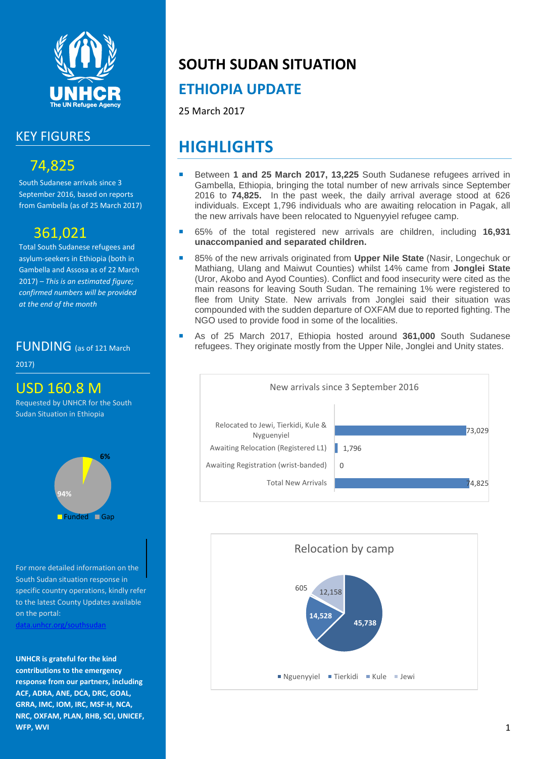# SOUTH SUDAN SITUATION

## ETHIOPIA UPDATE

25 March 2017

## KEY FIGURES

**74,825**

South Sudanese arrivals since 3 September 2016, based on reports from Gambella (as of 25 March 2017)

**361,021**

Total South Sudanese refugees and asylum-seekers in Ethiopia (both in Gambella and Assosa as of 22 March 2017) – *This is an estimated figure; confirmed numbers will be provided at the end of the month*

## FUNDING (as of 121 March 2017)

**USD 160.8 M**

Requested by UNHCR for the South Sudan Situation in Ethiopia

| Funded | Gap |
|---|---|
| 6% | 94% |

For more detailed information on the South Sudan situation response in specific country operations, kindly refer to the latest County Updates available on the portal: [data.unhcr.org/southsudan](data.unhcr.org/southsudan)

**UNHCR is grateful for the kind contributions to the emergency response from our partners, including ACF, ADRA, ANE, DCA, DRC, GOAL, GRRA, IMC, IOM, IRC, MSF-H, NCA, NRC, OXFAM, PLAN, RHB, SCI, UNICEF, WFP, WVI**

## HIGHLIGHTS

- Between **1 and 25 March 2017, 13,225** South Sudanese refugees arrived in Gambella, Ethiopia, bringing the total number of new arrivals since September 2016 to **74,825.** In the past week, the daily arrival average stood at 626 individuals. Except 1,796 individuals who are awaiting relocation in Pagak, all the new arrivals have been relocated to Nguenyyiel refugee camp.
- 65% of the total registered new arrivals are children, including **16,931 unaccompanied and separated children.**
- 85% of the new arrivals originated from **Upper Nile State** (Nasir, Longechuk or Mathiang, Ulang and Maiwut Counties) whilst 14% came from **Jonglei State** (Uror, Akobo and Ayod Counties). Conflict and food insecurity were cited as the main reasons for leaving South Sudan. The remaining 1% were registered to flee from Unity State. New arrivals from Jonglei said that their situation was compounded with the sudden departure of OXFAM due to reported fighting. The NGO used to provide food in some of the localities.
- As of 25 March 2017, Ethiopia hosted around **361,000** South Sudanese refugees. They originate mostly from the Upper Nile, Jonglei and Unity states.

**New arrivals since 3 September 2016**

| Category | Number |
|---|---|
| Relocated to Jewi, Tierkidi, Kule & Nyguenyiel | 73,029 |
| Awaiting Relocation (Registered L1) | 1,796 |
| Awaiting Registration (wrist-banded) | 0 |
| Total New Arrivals | 74,825 |

**Relocation by camp**

| Camp | Number |
|---|---|
| Nguenyyiel | 45,738 |
| Tierkidi | 14,528 |
| Kule | 605 |
| Jewi | 12,158 |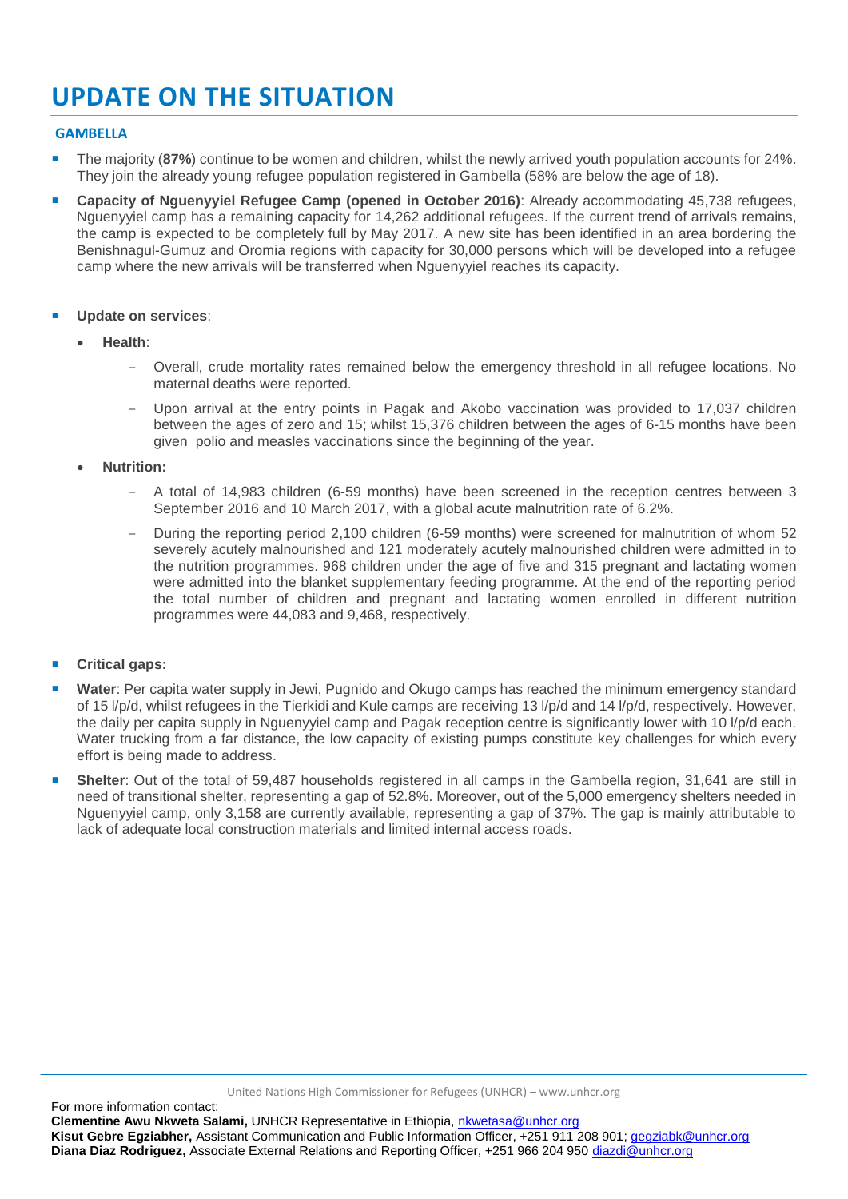# UPDATE ON THE SITUATION

## GAMBELLA

- The majority (**87%**) continue to be women and children, whilst the newly arrived youth population accounts for 24%. They join the already young refugee population registered in Gambella (58% are below the age of 18).
- **Capacity of Nguenyyiel Refugee Camp (opened in October 2016)**: Already accommodating 45,738 refugees, Nguenyyiel camp has a remaining capacity for 14,262 additional refugees. If the current trend of arrivals remains, the camp is expected to be completely full by May 2017. A new site has been identified in an area bordering the Benishnagul-Gumuz and Oromia regions with capacity for 30,000 persons which will be developed into a refugee camp where the new arrivals will be transferred when Nguenyyiel reaches its capacity.

- **Update on services**:
  - **Health**:
    - Overall, crude mortality rates remained below the emergency threshold in all refugee locations. No maternal deaths were reported.
    - Upon arrival at the entry points in Pagak and Akobo vaccination was provided to 17,037 children between the ages of zero and 15; whilst 15,376 children between the ages of 6-15 months have been given polio and measles vaccinations since the beginning of the year.
  - **Nutrition:**
    - A total of 14,983 children (6-59 months) have been screened in the reception centres between 3 September 2016 and 10 March 2017, with a global acute malnutrition rate of 6.2%.
    - During the reporting period 2,100 children (6-59 months) were screened for malnutrition of whom 52 severely acutely malnourished and 121 moderately acutely malnourished children were admitted in to the nutrition programmes. 968 children under the age of five and 315 pregnant and lactating women were admitted into the blanket supplementary feeding programme. At the end of the reporting period the total number of children and pregnant and lactating women enrolled in different nutrition programmes were 44,083 and 9,468, respectively.

- **Critical gaps:**
- **Water**: Per capita water supply in Jewi, Pugnido and Okugo camps has reached the minimum emergency standard of 15 l/p/d, whilst refugees in the Tierkidi and Kule camps are receiving 13 l/p/d and 14 l/p/d, respectively. However, the daily per capita supply in Nguenyyiel camp and Pagak reception centre is significantly lower with 10 l/p/d each. Water trucking from a far distance, the low capacity of existing pumps constitute key challenges for which every effort is being made to address.
- **Shelter**: Out of the total of 59,487 households registered in all camps in the Gambella region, 31,641 are still in need of transitional shelter, representing a gap of 52.8%. Moreover, out of the 5,000 emergency shelters needed in Nguenyyiel camp, only 3,158 are currently available, representing a gap of 37%. The gap is mainly attributable to lack of adequate local construction materials and limited internal access roads.

United Nations High Commissioner for Refugees (UNHCR) – www.unhcr.org

For more information contact:
**Clementine Awu Nkweta Salami,** UNHCR Representative in Ethiopia, nkwetasa@unhcr.org
**Kisut Gebre Egziabher,** Assistant Communication and Public Information Officer, +251 911 208 901; gegziabk@unhcr.org
**Diana Diaz Rodriguez,** Associate External Relations and Reporting Officer, +251 966 204 950 diazdi@unhcr.org